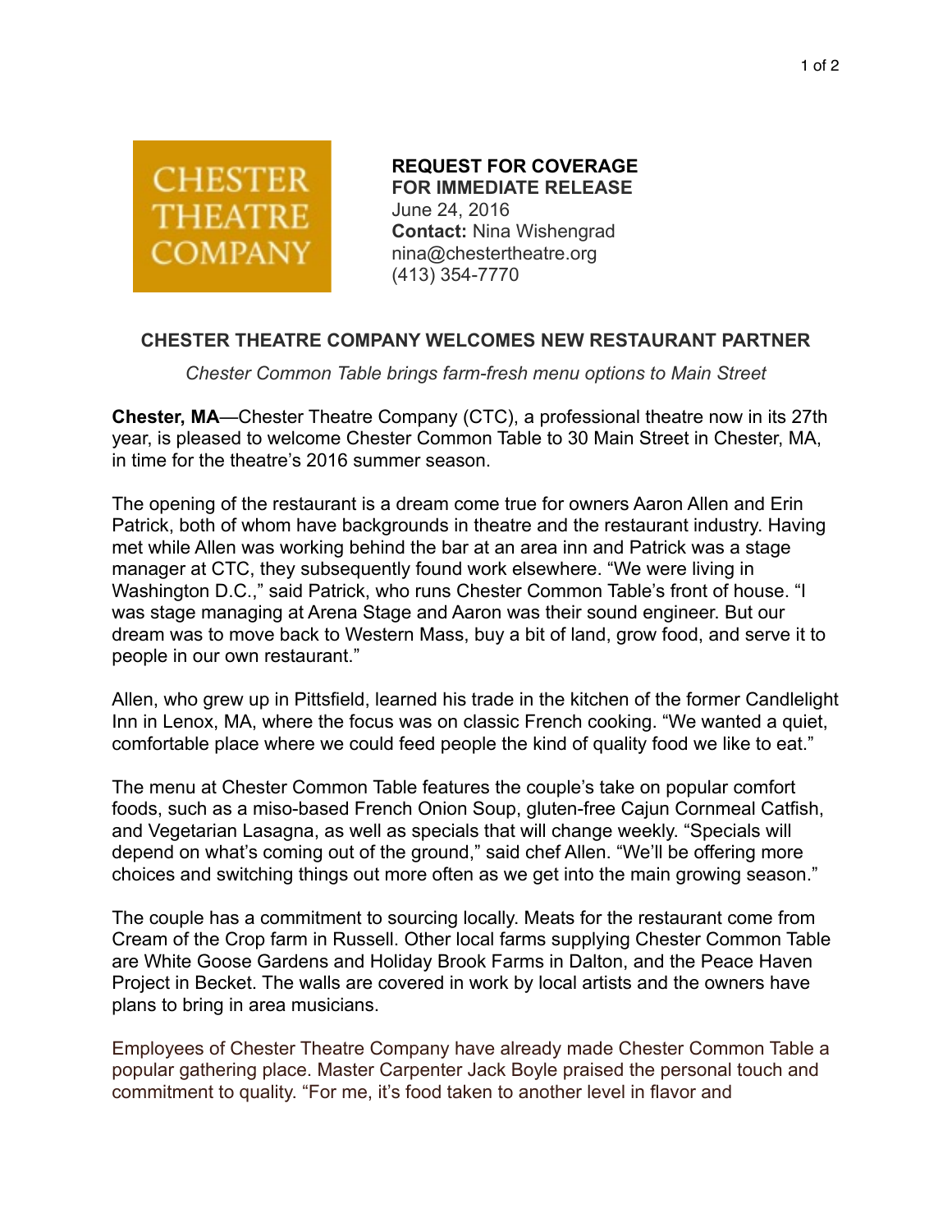CHESTER THEATRE COMPANY

**REQUEST FOR COVERAGE**
**FOR IMMEDIATE RELEASE**
June 24, 2016
**Contact:** Nina Wishengrad
nina@chestertheatre.org
(413) 354-7770

## CHESTER THEATRE COMPANY WELCOMES NEW RESTAURANT PARTNER

*Chester Common Table brings farm-fresh menu options to Main Street*

**Chester, MA**—Chester Theatre Company (CTC), a professional theatre now in its 27th year, is pleased to welcome Chester Common Table to 30 Main Street in Chester, MA, in time for the theatre's 2016 summer season.

The opening of the restaurant is a dream come true for owners Aaron Allen and Erin Patrick, both of whom have backgrounds in theatre and the restaurant industry. Having met while Allen was working behind the bar at an area inn and Patrick was a stage manager at CTC, they subsequently found work elsewhere. "We were living in Washington D.C.," said Patrick, who runs Chester Common Table's front of house. "I was stage managing at Arena Stage and Aaron was their sound engineer. But our dream was to move back to Western Mass, buy a bit of land, grow food, and serve it to people in our own restaurant."

Allen, who grew up in Pittsfield, learned his trade in the kitchen of the former Candlelight Inn in Lenox, MA, where the focus was on classic French cooking. "We wanted a quiet, comfortable place where we could feed people the kind of quality food we like to eat."

The menu at Chester Common Table features the couple's take on popular comfort foods, such as a miso-based French Onion Soup, gluten-free Cajun Cornmeal Catfish, and Vegetarian Lasagna, as well as specials that will change weekly. "Specials will depend on what's coming out of the ground," said chef Allen. "We'll be offering more choices and switching things out more often as we get into the main growing season."

The couple has a commitment to sourcing locally. Meats for the restaurant come from Cream of the Crop farm in Russell. Other local farms supplying Chester Common Table are White Goose Gardens and Holiday Brook Farms in Dalton, and the Peace Haven Project in Becket. The walls are covered in work by local artists and the owners have plans to bring in area musicians.

Employees of Chester Theatre Company have already made Chester Common Table a popular gathering place. Master Carpenter Jack Boyle praised the personal touch and commitment to quality. "For me, it's food taken to another level in flavor and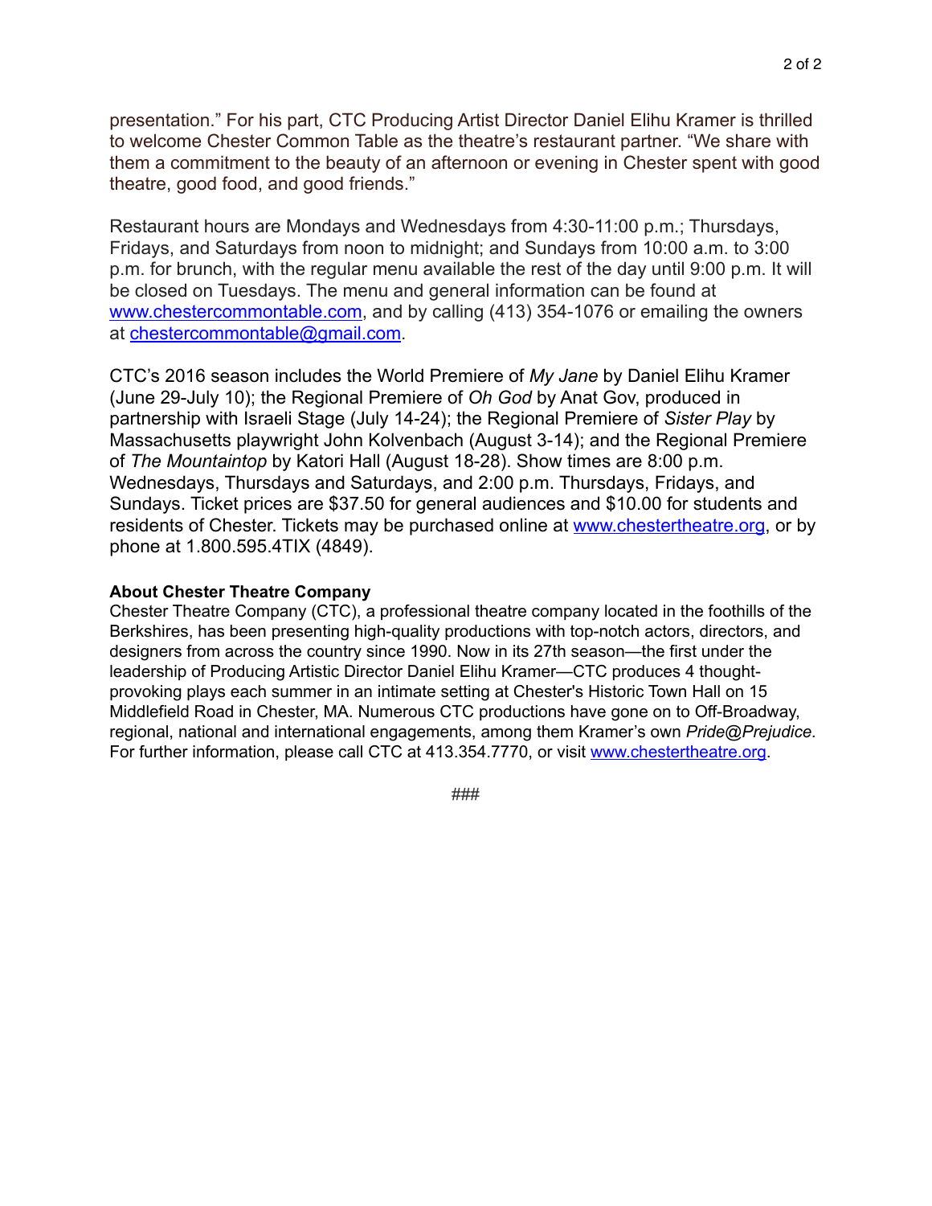presentation." For his part, CTC Producing Artist Director Daniel Elihu Kramer is thrilled to welcome Chester Common Table as the theatre's restaurant partner. "We share with them a commitment to the beauty of an afternoon or evening in Chester spent with good theatre, good food, and good friends."

Restaurant hours are Mondays and Wednesdays from 4:30-11:00 p.m.; Thursdays, Fridays, and Saturdays from noon to midnight; and Sundays from 10:00 a.m. to 3:00 p.m. for brunch, with the regular menu available the rest of the day until 9:00 p.m. It will be closed on Tuesdays. The menu and general information can be found at www.chestercommontable.com, and by calling (413) 354-1076 or emailing the owners at chestercommontable@gmail.com.

CTC's 2016 season includes the World Premiere of *My Jane* by Daniel Elihu Kramer (June 29-July 10); the Regional Premiere of *Oh God* by Anat Gov, produced in partnership with Israeli Stage (July 14-24); the Regional Premiere of *Sister Play* by Massachusetts playwright John Kolvenbach (August 3-14); and the Regional Premiere of *The Mountaintop* by Katori Hall (August 18-28). Show times are 8:00 p.m. Wednesdays, Thursdays and Saturdays, and 2:00 p.m. Thursdays, Fridays, and Sundays. Ticket prices are $37.50 for general audiences and $10.00 for students and residents of Chester. Tickets may be purchased online at www.chestertheatre.org, or by phone at 1.800.595.4TIX (4849).

**About Chester Theatre Company**
Chester Theatre Company (CTC), a professional theatre company located in the foothills of the Berkshires, has been presenting high-quality productions with top-notch actors, directors, and designers from across the country since 1990. Now in its 27th season—the first under the leadership of Producing Artistic Director Daniel Elihu Kramer—CTC produces 4 thought-provoking plays each summer in an intimate setting at Chester's Historic Town Hall on 15 Middlefield Road in Chester, MA. Numerous CTC productions have gone on to Off-Broadway, regional, national and international engagements, among them Kramer's own *Pride@Prejudice.* For further information, please call CTC at 413.354.7770, or visit www.chestertheatre.org.

###